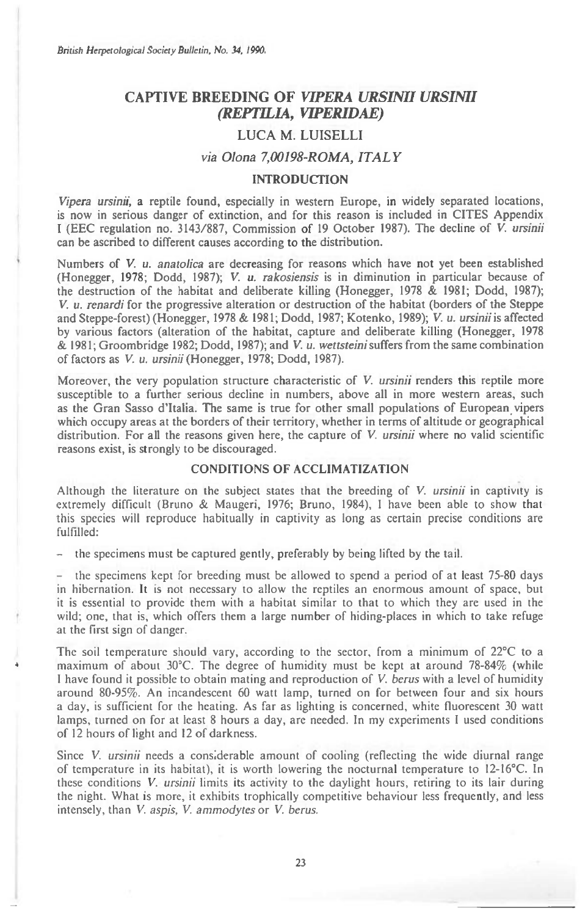# CAPTIVE BREEDING OF *VIPERA URSINII URSINII* (*REPTILIA, VIPERIDAE*)

LUCA M. LUISELLI

*via Olona 7,00198-ROMA, ITALY*

## INTRODUCTION

*Vipera ursinii*, a reptile found, especially in western Europe, in widely separated locations, is now in serious danger of extinction, and for this reason is included in CITES Appendix I (EEC regulation no. 3143/887, Commission of 19 October 1987). The decline of *V. ursinii* can be ascribed to different causes according to the distribution.

Numbers of *V. u. anatolica* are decreasing for reasons which have not yet been established (Honegger, 1978; Dodd, 1987); *V. u. rakosiensis* is in diminution in particular because of the destruction of the habitat and deliberate killing (Honegger, 1978 & 1981; Dodd, 1987); *V. u. renardi* for the progressive alteration or destruction of the habitat (borders of the Steppe and Steppe-forest) (Honegger, 1978 & 1981; Dodd, 1987; Kotenko, 1989); *V. u. ursinii* is affected by various factors (alteration of the habitat, capture and deliberate killing (Honegger, 1978 & 1981; Groombridge 1982; Dodd, 1987); and *V. u. wettsteini* suffers from the same combination of factors as *V. u. ursinii* (Honegger, 1978; Dodd, 1987).

Moreover, the very population structure characteristic of *V. ursinii* renders this reptile more susceptible to a further serious decline in numbers, above all in more western areas, such as the Gran Sasso d'Italia. The same is true for other small populations of European vipers which occupy areas at the borders of their territory, whether in terms of altitude or geographical distribution. For all the reasons given here, the capture of *V. ursinii* where no valid scientific reasons exist, is strongly to be discouraged.

## CONDITIONS OF ACCLIMATIZATION

Although the literature on the subject states that the breeding of *V. ursinii* in captivity is extremely difficult (Bruno & Maugeri, 1976; Bruno, 1984), I have been able to show that this species will reproduce habitually in captivity as long as certain precise conditions are fulfilled:

- the specimens must be captured gently, preferably by being lifted by the tail.
- the specimens kept for breeding must be allowed to spend a period of at least 75-80 days in hibernation. It is not necessary to allow the reptiles an enormous amount of space, but it is essential to provide them with a habitat similar to that to which they are used in the wild; one, that is, which offers them a large number of hiding-places in which to take refuge at the first sign of danger.

The soil temperature should vary, according to the sector, from a minimum of 22°C to a maximum of about 30°C. The degree of humidity must be kept at around 78-84% (while I have found it possible to obtain mating and reproduction of *V. berus* with a level of humidity around 80-95%. An incandescent 60 watt lamp, turned on for between four and six hours a day, is sufficient for the heating. As far as lighting is concerned, white fluorescent 30 watt lamps, turned on for at least 8 hours a day, are needed. In my experiments I used conditions of 12 hours of light and 12 of darkness.

Since *V. ursinii* needs a considerable amount of cooling (reflecting the wide diurnal range of temperature in its habitat), it is worth lowering the nocturnal temperature to 12-16°C. In these conditions *V. ursinii* limits its activity to the daylight hours, retiring to its lair during the night. What is more, it exhibits trophically competitive behaviour less frequently, and less intensely, than *V. aspis*, *V. ammodytes* or *V. berus*.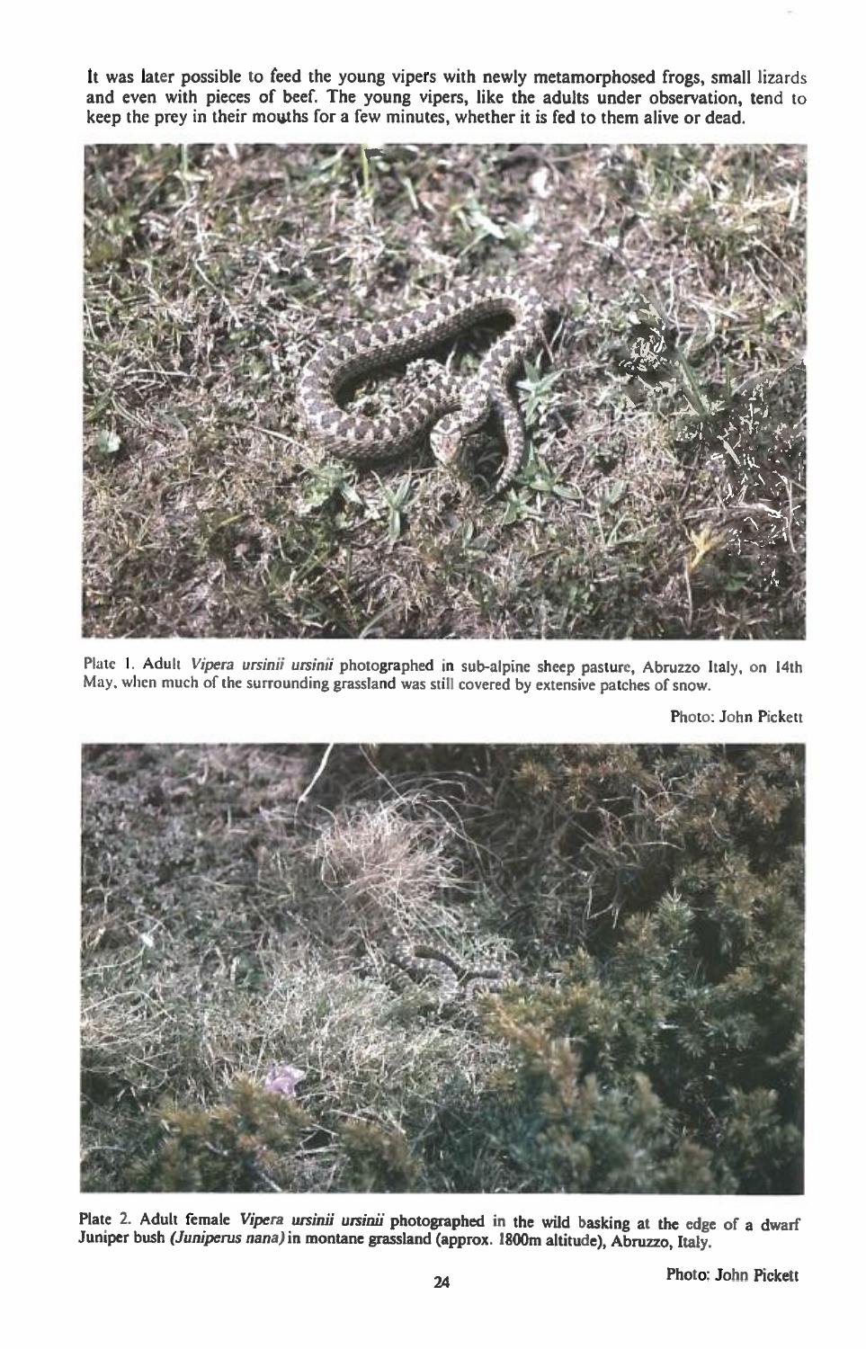It was later possible to feed the young vipers with newly metamorphosed frogs, small lizards and even with pieces of beef. The young vipers, like the adults under observation, tend to keep the prey in their mouths for a few minutes, whether it is fed to them alive or dead.

Plate 1. Adult *Vipera ursinii ursinii* photographed in sub-alpine sheep pasture, Abruzzo Italy, on 14th May, when much of the surrounding grassland was still covered by extensive patches of snow.

Photo: John Pickett

Plate 2. Adult female *Vipera ursinii ursinii* photographed in the wild basking at the edge of a dwarf Juniper bush *(Juniperus nana)* in montane grassland (approx. 1800m altitude), Abruzzo, Italy.

Photo: John Pickett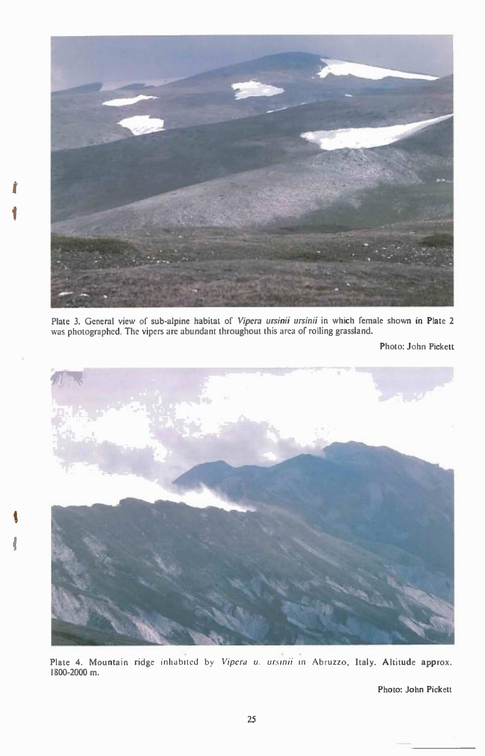Plate 3. General view of sub-alpine habitat of *Vipera ursinii ursinii* in which female shown in Plate 2 was photographed. The vipers are abundant throughout this area of rolling grassland.

Photo: John Pickett

Plate 4. Mountain ridge inhabited by *Vipera u. ursinii* in Abruzzo, Italy. Altitude approx. 1800-2000 m.

Photo: John Pickett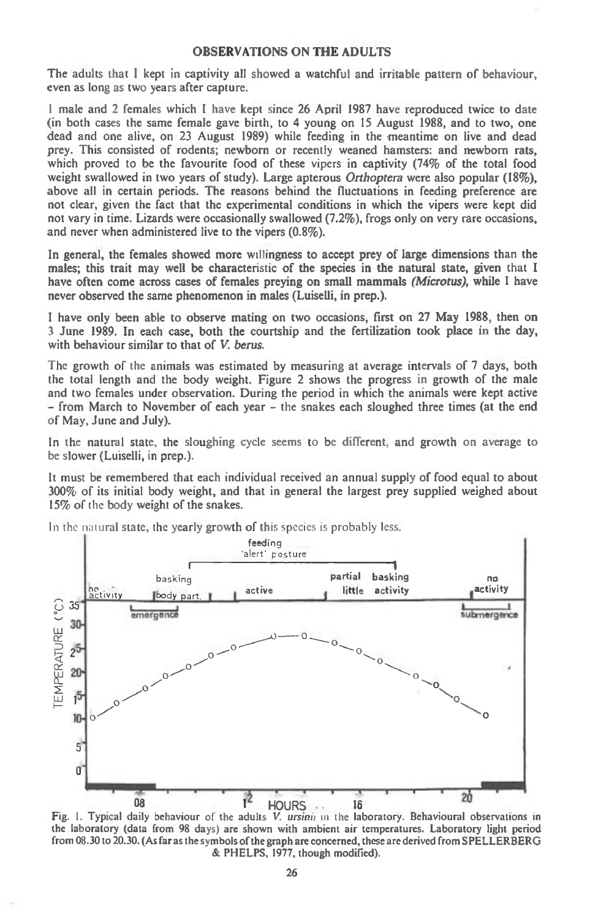## OBSERVATIONS ON THE ADULTS

The adults that I kept in captivity all showed a watchful and irritable pattern of behaviour, even as long as two years after capture.

1 male and 2 females which I have kept since 26 April 1987 have reproduced twice to date (in both cases the same female gave birth, to 4 young on 15 August 1988, and to two, one dead and one alive, on 23 August 1989) while feeding in the meantime on live and dead prey. This consisted of rodents; newborn or recently weaned hamsters: and newborn rats, which proved to be the favourite food of these vipers in captivity (74% of the total food weight swallowed in two years of study). Large apterous *Orthoptera* were also popular (18%), above all in certain periods. The reasons behind the fluctuations in feeding preference are not clear, given the fact that the experimental conditions in which the vipers were kept did not vary in time. Lizards were occasionally swallowed (7.2%), frogs only on very rare occasions, and never when administered live to the vipers (0.8%).

In general, the females showed more willingness to accept prey of large dimensions than the males; this trait may well be characteristic of the species in the natural state, given that I have often come across cases of females preying on small mammals *(Microtus)*, while I have never observed the same phenomenon in males (Luiselli, in prep.).

I have only been able to observe mating on two occasions, first on 27 May 1988, then on 3 June 1989. In each case, both the courtship and the fertilization took place in the day, with behaviour similar to that of *V. berus*.

The growth of the animals was estimated by measuring at average intervals of 7 days, both the total length and the body weight. Figure 2 shows the progress in growth of the male and two females under observation. During the period in which the animals were kept active – from March to November of each year – the snakes each sloughed three times (at the end of May, June and July).

In the natural state, the sloughing cycle seems to be different, and growth on average to be slower (Luiselli, in prep.).

It must be remembered that each individual received an annual supply of food equal to about 300% of its initial body weight, and that in general the largest prey supplied weighed about 15% of the body weight of the snakes.

In the natural state, the yearly growth of this species is probably less.

Fig. 1. Typical daily behaviour of the adults *V. ursinii* in the laboratory. Behavioural observations in the laboratory (data from 98 days) are shown with ambient air temperatures. Laboratory light period from 08.30 to 20.30. (As far as the symbols of the graph are concerned, these are derived from SPELLERBERG & PHELPS, 1977, though modified).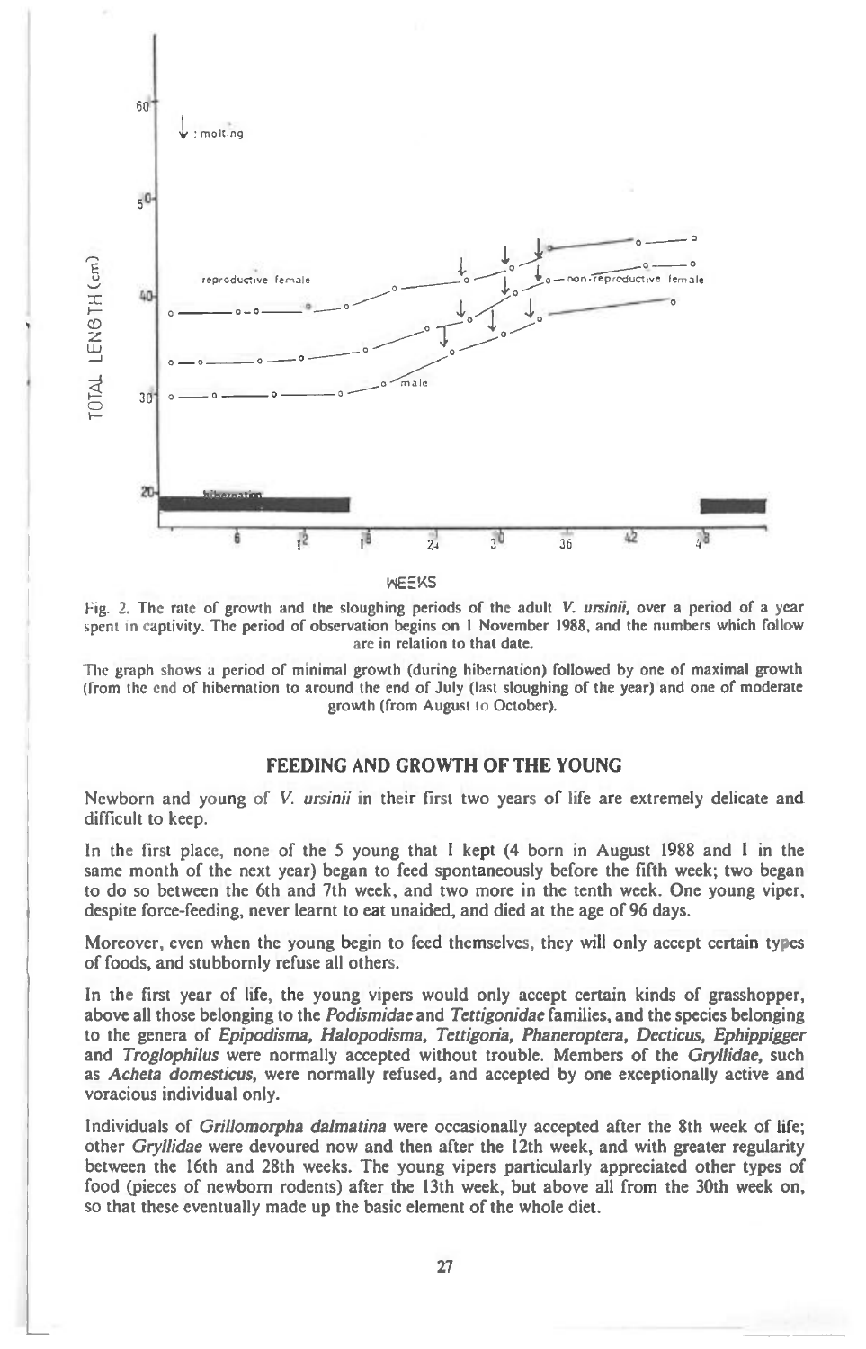Fig. 2. The rate of growth and the sloughing periods of the adult *V. ursinii*, over a period of a year spent in captivity. The period of observation begins on 1 November 1988, and the numbers which follow are in relation to that date.

The graph shows a period of minimal growth (during hibernation) followed by one of maximal growth (from the end of hibernation to around the end of July (last sloughing of the year) and one of moderate growth (from August to October).

## FEEDING AND GROWTH OF THE YOUNG

Newborn and young of *V. ursinii* in their first two years of life are extremely delicate and difficult to keep.

In the first place, none of the 5 young that I kept (4 born in August 1988 and 1 in the same month of the next year) began to feed spontaneously before the fifth week; two began to do so between the 6th and 7th week, and two more in the tenth week. One young viper, despite force-feeding, never learnt to eat unaided, and died at the age of 96 days.

Moreover, even when the young begin to feed themselves, they will only accept certain types of foods, and stubbornly refuse all others.

In the first year of life, the young vipers would only accept certain kinds of grasshopper, above all those belonging to the *Podismidae* and *Tettigonidae* families, and the species belonging to the genera of *Epipodisma, Halopodisma, Tettigoria, Phaneroptera, Decticus, Ephippigger* and *Troglophilus* were normally accepted without trouble. Members of the *Gryllidae*, such as *Acheta domesticus*, were normally refused, and accepted by one exceptionally active and voracious individual only.

Individuals of *Grillomorpha dalmatina* were occasionally accepted after the 8th week of life; other *Gryllidae* were devoured now and then after the 12th week, and with greater regularity between the 16th and 28th weeks. The young vipers particularly appreciated other types of food (pieces of newborn rodents) after the 13th week, but above all from the 30th week on, so that these eventually made up the basic element of the whole diet.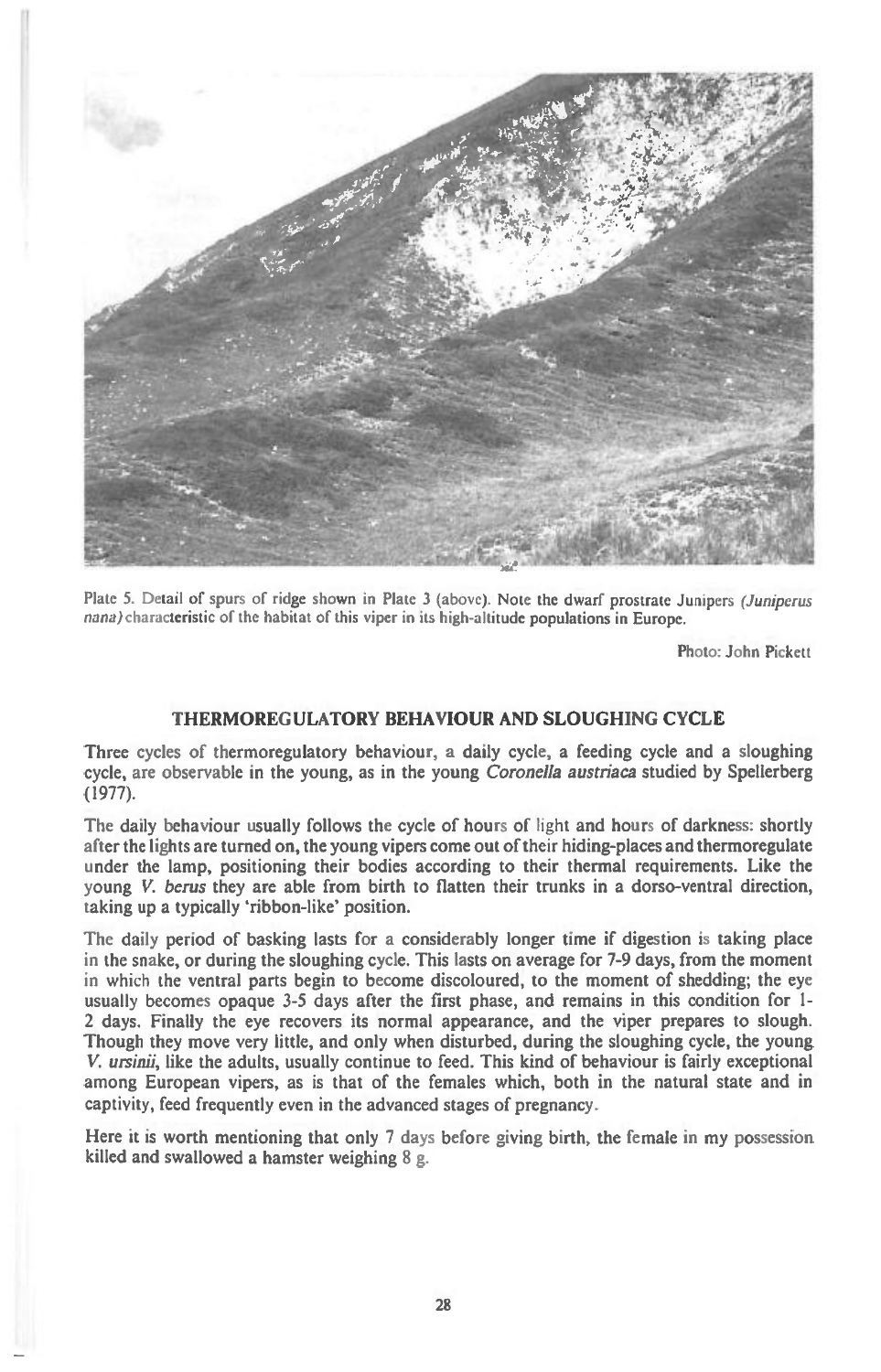Plate 5. Detail of spurs of ridge shown in Plate 3 (above). Note the dwarf prostrate Junipers *(Juniperus nana)* characteristic of the habitat of this viper in its high-altitude populations in Europe.

Photo: John Pickett

## THERMOREGULATORY BEHAVIOUR AND SLOUGHING CYCLE

Three cycles of thermoregulatory behaviour, a daily cycle, a feeding cycle and a sloughing cycle, are observable in the young, as in the young *Coronella austriaca* studied by Spellerberg (1977).

The daily behaviour usually follows the cycle of hours of light and hours of darkness: shortly after the lights are turned on, the young vipers come out of their hiding-places and thermoregulate under the lamp, positioning their bodies according to their thermal requirements. Like the young *V. berus* they are able from birth to flatten their trunks in a dorso-ventral direction, taking up a typically 'ribbon-like' position.

The daily period of basking lasts for a considerably longer time if digestion is taking place in the snake, or during the sloughing cycle. This lasts on average for 7-9 days, from the moment in which the ventral parts begin to become discoloured, to the moment of shedding; the eye usually becomes opaque 3-5 days after the first phase, and remains in this condition for 1-2 days. Finally the eye recovers its normal appearance, and the viper prepares to slough. Though they move very little, and only when disturbed, during the sloughing cycle, the young *V. ursinii*, like the adults, usually continue to feed. This kind of behaviour is fairly exceptional among European vipers, as is that of the females which, both in the natural state and in captivity, feed frequently even in the advanced stages of pregnancy.

Here it is worth mentioning that only 7 days before giving birth, the female in my possession killed and swallowed a hamster weighing 8 g.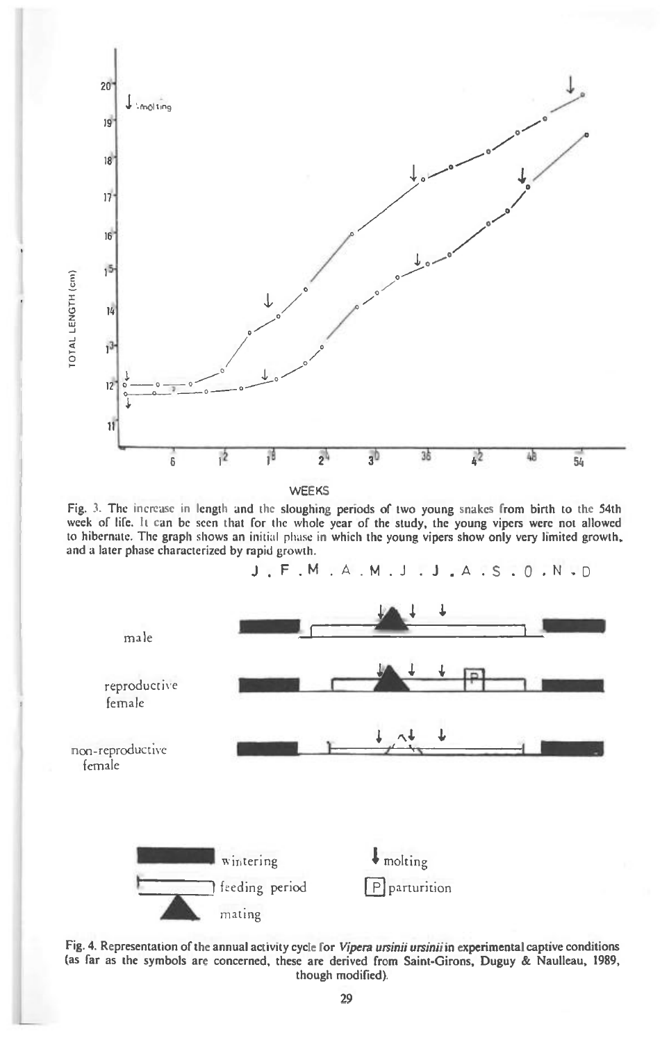Fig. 3. The increase in length and the sloughing periods of two young snakes from birth to the 54th week of life. It can be seen that for the whole year of the study, the young vipers were not allowed to hibernate. The graph shows an initial phase in which the young vipers show only very limited growth, and a later phase characterized by rapid growth.

Fig. 4. Representation of the annual activity cycle for *Vipera ursinii ursinii* in experimental captive conditions (as far as the symbols are concerned, these are derived from Saint-Girons, Duguy & Naulleau, 1989, though modified).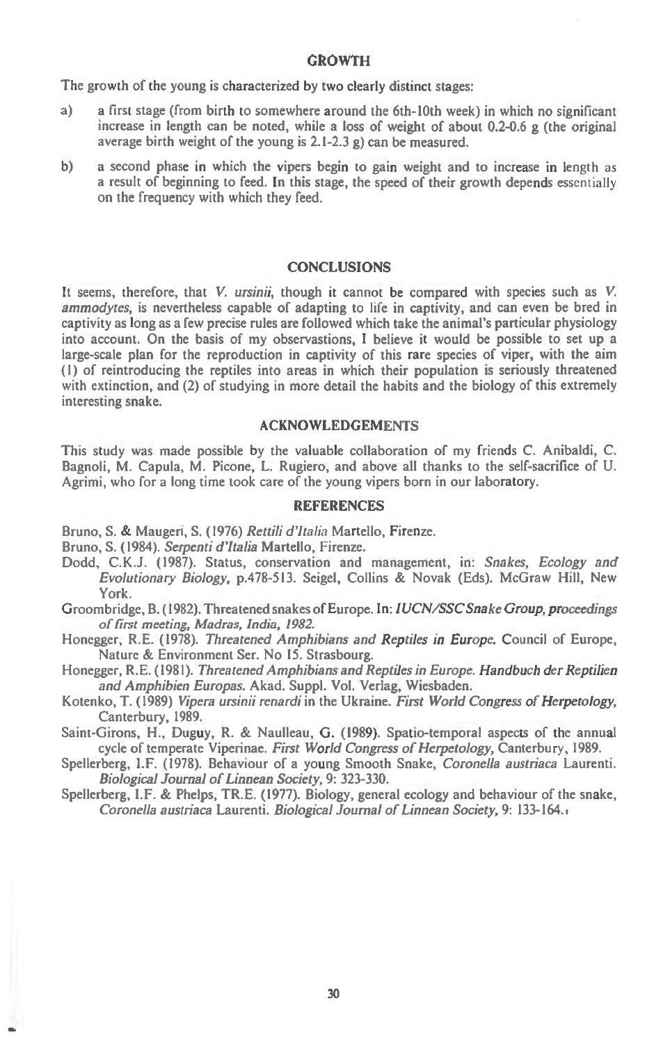## GROWTH

The growth of the young is characterized by two clearly distinct stages:

a) a first stage (from birth to somewhere around the 6th-10th week) in which no significant increase in length can be noted, while a loss of weight of about 0.2-0.6 g (the original average birth weight of the young is 2.1-2.3 g) can be measured.

b) a second phase in which the vipers begin to gain weight and to increase in length as a result of beginning to feed. In this stage, the speed of their growth depends essentially on the frequency with which they feed.

## CONCLUSIONS

It seems, therefore, that *V. ursinii*, though it cannot be compared with species such as *V. ammodytes*, is nevertheless capable of adapting to life in captivity, and can even be bred in captivity as long as a few precise rules are followed which take the animal's particular physiology into account. On the basis of my observastions, I believe it would be possible to set up a large-scale plan for the reproduction in captivity of this rare species of viper, with the aim (1) of reintroducing the reptiles into areas in which their population is seriously threatened with extinction, and (2) of studying in more detail the habits and the biology of this extremely interesting snake.

## ACKNOWLEDGEMENTS

This study was made possible by the valuable collaboration of my friends C. Anibaldi, C. Bagnoli, M. Capula, M. Picone, L. Rugiero, and above all thanks to the self-sacrifice of U. Agrimi, who for a long time took care of the young vipers born in our laboratory.

## REFERENCES

Bruno, S. & Maugeri, S. (1976) *Rettili d'Italia* Martello, Firenze.

Bruno, S. (1984). *Serpenti d'Italia* Martello, Firenze.

Dodd, C.K.J. (1987). Status, conservation and management, in: *Snakes, Ecology and Evolutionary Biology*, p.478-513. Seigel, Collins & Novak (Eds). McGraw Hill, New York.

Groombridge, B. (1982). Threatened snakes of Europe. In: *IUCN/SSC Snake Group, proceedings of first meeting, Madras, India, 1982.*

Honegger, R.E. (1978). *Threatened Amphibians and Reptiles in Europe.* Council of Europe, Nature & Environment Ser. No 15. Strasbourg.

Honegger, R.E. (1981). *Threatened Amphibians and Reptiles in Europe. Handbuch der Reptilien and Amphibien Europas.* Akad. Suppl. Vol. Verlag, Wiesbaden.

Kotenko, T. (1989) *Vipera ursinii renardi* in the Ukraine. *First World Congress of Herpetology*, Canterbury, 1989.

Saint-Girons, H., Duguy, R. & Naulleau, G. (1989). Spatio-temporal aspects of the annual cycle of temperate Viperinae. *First World Congress of Herpetology*, Canterbury, 1989.

Spellerberg, I.F. (1978). Behaviour of a young Smooth Snake, *Coronella austriaca* Laurenti. *Biological Journal of Linnean Society*, 9: 323-330.

Spellerberg, I.F. & Phelps, TR.E. (1977). Biology, general ecology and behaviour of the snake, *Coronella austriaca* Laurenti. *Biological Journal of Linnean Society*, 9: 133-164.